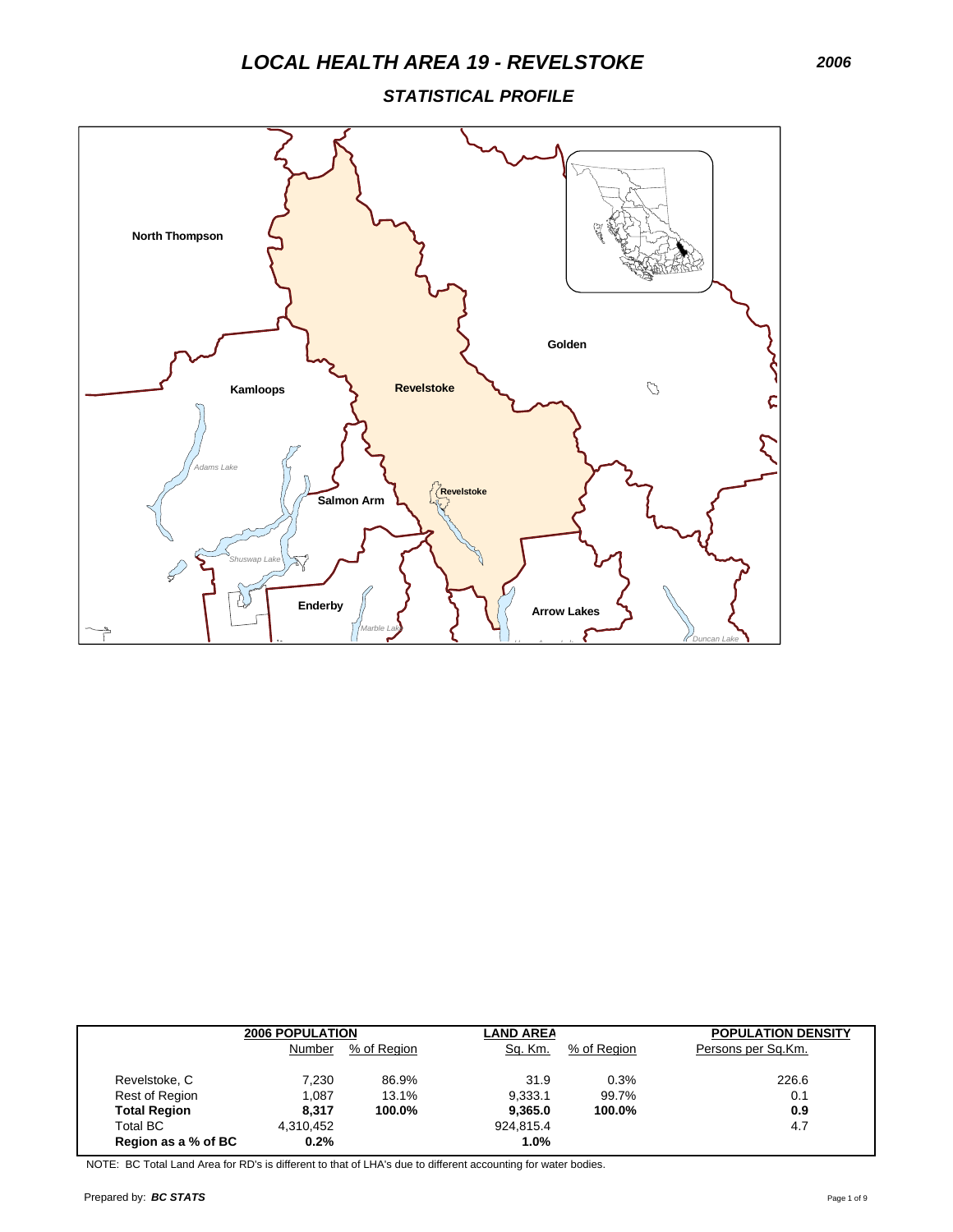# LOCAL HEALTH AREA 19 - REVELSTOKE

**2006**

## STATISTICAL PROFILE

| | 2006 POPULATION | | LAND AREA | | POPULATION DENSITY |
|---|---|---|---|---|---|
| | Number | % of Region | Sq. Km. | % of Region | Persons per Sq.Km. |
| Revelstoke, C | 7,230 | 86.9% | 31.9 | 0.3% | 226.6 |
| Rest of Region | 1,087 | 13.1% | 9,333.1 | 99.7% | 0.1 |
| **Total Region** | **8,317** | **100.0%** | **9,365.0** | **100.0%** | **0.9** |
| Total BC | 4,310,452 | | 924,815.4 | | 4.7 |
| **Region as a % of BC** | **0.2%** | | **1.0%** | | |

NOTE: BC Total Land Area for RD's is different to that of LHA's due to different accounting for water bodies.

Prepared by: ***BC STATS***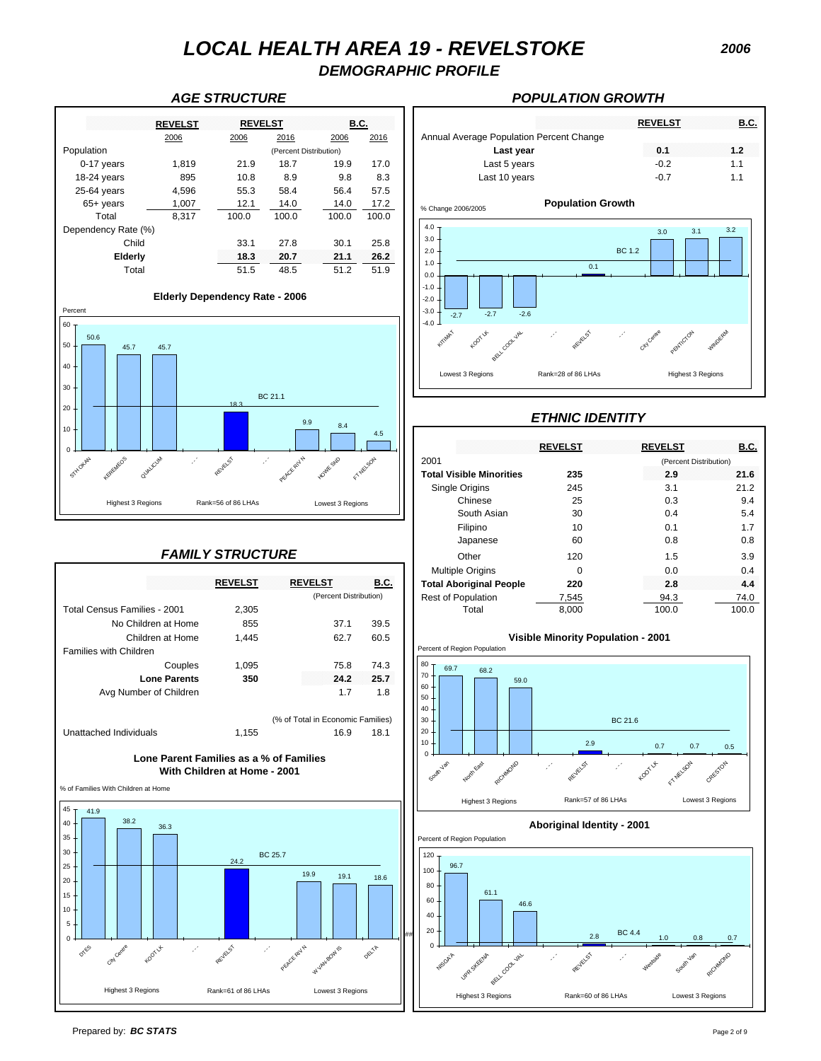# LOCAL HEALTH AREA 19 - REVELSTOKE

## DEMOGRAPHIC PROFILE

2006

### AGE STRUCTURE

| | REVELST | REVELST | | B.C. | |
|---|---|---|---|---|---|
| | 2006 | 2006 | 2016 | 2006 | 2016 |
| Population | | (Percent Distribution) | | | |
| 0-17 years | 1,819 | 21.9 | 18.7 | 19.9 | 17.0 |
| 18-24 years | 895 | 10.8 | 8.9 | 9.8 | 8.3 |
| 25-64 years | 4,596 | 55.3 | 58.4 | 56.4 | 57.5 |
| 65+ years | 1,007 | 12.1 | 14.0 | 14.0 | 17.2 |
| Total | 8,317 | 100.0 | 100.0 | 100.0 | 100.0 |
| Dependency Rate (%) | | | | | |
| Child | | 33.1 | 27.8 | 30.1 | 25.8 |
| **Elderly** | | **18.3** | **20.7** | **21.1** | **26.2** |
| Total | | 51.5 | 48.5 | 51.2 | 51.9 |

**Elderly Dependency Rate - 2006**

Percent

| Region | Value |
|---|---|
| STH OKAN | 50.6 |
| KEREMEOS | 45.7 |
| QUALICUM | 45.7 |
| REVELST | 18.3 |
| PEACE RIV N | 9.9 |
| HOWE SND | 8.4 |
| FT NELSON | 4.5 |

BC 21.1

Highest 3 Regions — Rank=56 of 86 LHAs — Lowest 3 Regions

### POPULATION GROWTH

| | REVELST | B.C. |
|---|---|---|
| Annual Average Population Percent Change | | |
| **Last year** | **0.1** | **1.2** |
| Last 5 years | -0.2 | 1.1 |
| Last 10 years | -0.7 | 1.1 |

**Population Growth**

% Change 2006/2005

| Region | Value |
|---|---|
| KITIMAT | -2.7 |
| KOOT LK | -2.7 |
| BELL COOL VAL | -2.6 |
| REVELST | 0.1 |
| City Centre | 3.0 |
| PENTICTON | 3.1 |
| WINDERM | 3.2 |

BC 1.2

Lowest 3 Regions — Rank=28 of 86 LHAs — Highest 3 Regions

### ETHNIC IDENTITY

| | REVELST | REVELST | B.C. |
|---|---|---|---|
| 2001 | | (Percent Distribution) | |
| **Total Visible Minorities** | **235** | **2.9** | **21.6** |
| Single Origins | 245 | 3.1 | 21.2 |
| Chinese | 25 | 0.3 | 9.4 |
| South Asian | 30 | 0.4 | 5.4 |
| Filipino | 10 | 0.1 | 1.7 |
| Japanese | 60 | 0.8 | 0.8 |
| Other | 120 | 1.5 | 3.9 |
| Multiple Origins | 0 | 0.0 | 0.4 |
| **Total Aboriginal People** | **220** | **2.8** | **4.4** |
| Rest of Population | 7,545 | 94.3 | 74.0 |
| Total | 8,000 | 100.0 | 100.0 |

**Visible Minority Population - 2001**

Percent of Region Population

| Region | Value |
|---|---|
| South Van | 69.7 |
| North East | 68.2 |
| RICHMOND | 59.0 |
| REVELST | 2.9 |
| KOOT LK | 0.7 |
| FT NELSON | 0.7 |
| CRESTON | 0.5 |

BC 21.6

Highest 3 Regions — Rank=57 of 86 LHAs — Lowest 3 Regions

**Aboriginal Identity - 2001**

Percent of Region Population

| Region | Value |
|---|---|
| NISGA'A | 96.7 |
| UPR SKEENA | 61.1 |
| BELL COOL VAL | 46.6 |
| REVELST | 2.8 |
| Westside | 1.0 |
| South Van | 0.8 |
| RICHMOND | 0.7 |

BC 4.4

Highest 3 Regions — Rank=60 of 86 LHAs — Lowest 3 Regions

### FAMILY STRUCTURE

| | REVELST | REVELST | B.C. |
|---|---|---|---|
| | | (Percent Distribution) | |
| Total Census Families - 2001 | 2,305 | | |
| No Children at Home | 855 | 37.1 | 39.5 |
| Children at Home | 1,445 | 62.7 | 60.5 |
| Families with Children | | | |
| Couples | 1,095 | 75.8 | 74.3 |
| **Lone Parents** | **350** | **24.2** | **25.7** |
| Avg Number of Children | | 1.7 | 1.8 |
| | | (% of Total in Economic Families) | |
| Unattached Individuals | 1,155 | 16.9 | 18.1 |

**Lone Parent Families as a % of Families With Children at Home - 2001**

% of Families With Children at Home

| Region | Value |
|---|---|
| DTES | 41.9 |
| City Centre | 38.2 |
| KOOT LK | 36.3 |
| REVELST | 24.2 |
| PEACE RIV N | 19.9 |
| W VAN-BOW IS | 19.1 |
| DELTA | 18.6 |

BC 25.7

Highest 3 Regions — Rank=61 of 86 LHAs — Lowest 3 Regions

Prepared by: ***BC STATS***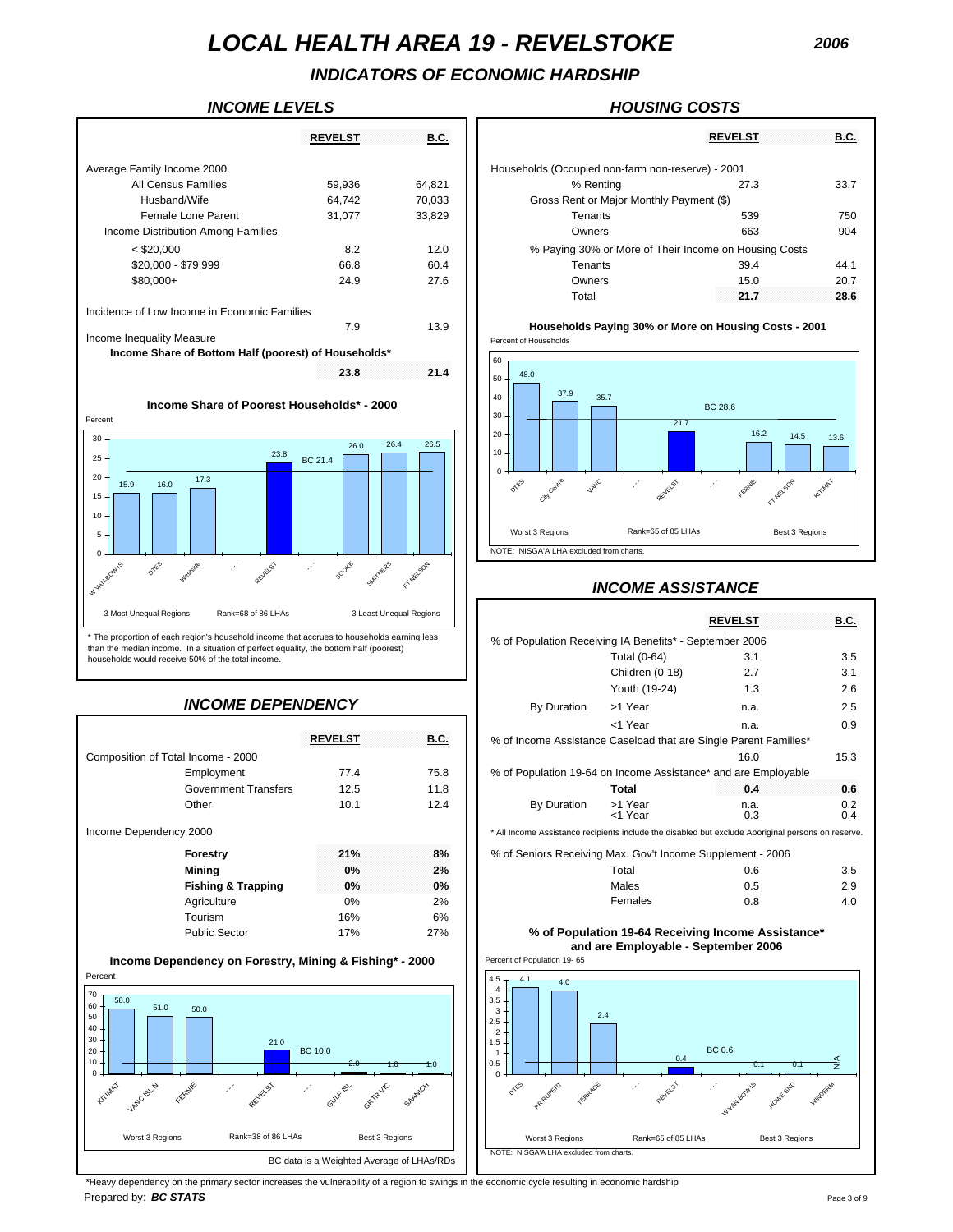# LOCAL HEALTH AREA 19 - REVELSTOKE

2006

## INDICATORS OF ECONOMIC HARDSHIP

### INCOME LEVELS

| | REVELST | B.C. |
|---|---|---|
| Average Family Income 2000 | | |
| All Census Families | 59,936 | 64,821 |
| Husband/Wife | 64,742 | 70,033 |
| Female Lone Parent | 31,077 | 33,829 |
| Income Distribution Among Families | | |
| < $20,000 | 8.2 | 12.0 |
| $20,000 - $79,999 | 66.8 | 60.4 |
| $80,000+ | 24.9 | 27.6 |
| Incidence of Low Income in Economic Families | 7.9 | 13.9 |
| Income Inequality Measure | | |
| **Income Share of Bottom Half (poorest) of Households*** | **23.8** | **21.4** |

**Income Share of Poorest Households* - 2000**

Percent

| Region | Value |
|---|---|
| W VAN-BOW IS | 15.9 |
| DTES | 16.0 |
| Westside | 17.3 |
| REVELST | 23.8 |
| SOOKE | 26.0 |
| SMITHERS | 26.4 |
| FT NELSON | 26.5 |

BC 21.4

3 Most Unequal Regions — Rank=68 of 86 LHAs — 3 Least Unequal Regions

\* The proportion of each region's household income that accrues to households earning less than the median income. In a situation of perfect equality, the bottom half (poorest) households would receive 50% of the total income.

### HOUSING COSTS

| | REVELST | B.C. |
|---|---|---|
| Households (Occupied non-farm non-reserve) - 2001 | | |
| % Renting | 27.3 | 33.7 |
| Gross Rent or Major Monthly Payment ($) | | |
| Tenants | 539 | 750 |
| Owners | 663 | 904 |
| % Paying 30% or More of Their Income on Housing Costs | | |
| Tenants | 39.4 | 44.1 |
| Owners | 15.0 | 20.7 |
| Total | **21.7** | **28.6** |

**Households Paying 30% or More on Housing Costs - 2001**

Percent of Households

| Region | Value |
|---|---|
| DTES | 48.0 |
| City Centre | 37.9 |
| VANC | 35.7 |
| REVELST | 21.7 |
| FERNIE | 16.2 |
| FT NELSON | 14.5 |
| KITIMAT | 13.6 |

BC 28.6

Worst 3 Regions — Rank=65 of 85 LHAs — Best 3 Regions

NOTE: NISGA'A LHA excluded from charts.

### INCOME DEPENDENCY

| | REVELST | B.C. |
|---|---|---|
| Composition of Total Income - 2000 | | |
| Employment | 77.4 | 75.8 |
| Government Transfers | 12.5 | 11.8 |
| Other | 10.1 | 12.4 |
| Income Dependency 2000 | | |
| **Forestry** | **21%** | **8%** |
| **Mining** | **0%** | **2%** |
| **Fishing & Trapping** | **0%** | **0%** |
| Agriculture | 0% | 2% |
| Tourism | 16% | 6% |
| Public Sector | 17% | 27% |

**Income Dependency on Forestry, Mining & Fishing* - 2000**

Percent

| Region | Value |
|---|---|
| KITIMAT | 58.0 |
| VANC ISL N | 51.0 |
| FERNIE | 50.0 |
| REVELST | 21.0 |
| GULF ISL | 2.0 |
| GRTR VIC | 1.0 |
| SAANICH | 1.0 |

BC 10.0

Worst 3 Regions — Rank=38 of 86 LHAs — Best 3 Regions

BC data is a Weighted Average of LHAs/RDs

### INCOME ASSISTANCE

| | | REVELST | B.C. |
|---|---|---|---|
| % of Population Receiving IA Benefits* - September 2006 | | | |
| | Total (0-64) | 3.1 | 3.5 |
| | Children (0-18) | 2.7 | 3.1 |
| | Youth (19-24) | 1.3 | 2.6 |
| By Duration | >1 Year | n.a. | 2.5 |
| | <1 Year | n.a. | 0.9 |
| % of Income Assistance Caseload that are Single Parent Families* | | 16.0 | 15.3 |
| % of Population 19-64 on Income Assistance* and are Employable | | | |
| | **Total** | **0.4** | **0.6** |
| By Duration | >1 Year | n.a. | 0.2 |
| | <1 Year | 0.3 | 0.4 |

\* All Income Assistance recipients include the disabled but exclude Aboriginal persons on reserve.

| | REVELST | B.C. |
|---|---|---|
| % of Seniors Receiving Max. Gov't Income Supplement - 2006 | | |
| Total | 0.6 | 3.5 |
| Males | 0.5 | 2.9 |
| Females | 0.8 | 4.0 |

**% of Population 19-64 Receiving Income Assistance* and are Employable - September 2006**

Percent of Population 19- 65

| Region | Value |
|---|---|
| DTES | 4.1 |
| PR RUPERT | 4.0 |
| TERRACE | 2.4 |
| REVELST | 0.4 |
| W VAN-BOW IS | 0.1 |
| HOWE SND | 0.1 |
| WINDERM | N/A |

BC 0.6

Worst 3 Regions — Rank=65 of 85 LHAs — Best 3 Regions

NOTE: NISGA'A LHA excluded from charts.

\*Heavy dependency on the primary sector increases the vulnerability of a region to swings in the economic cycle resulting in economic hardship

Prepared by: ***BC STATS***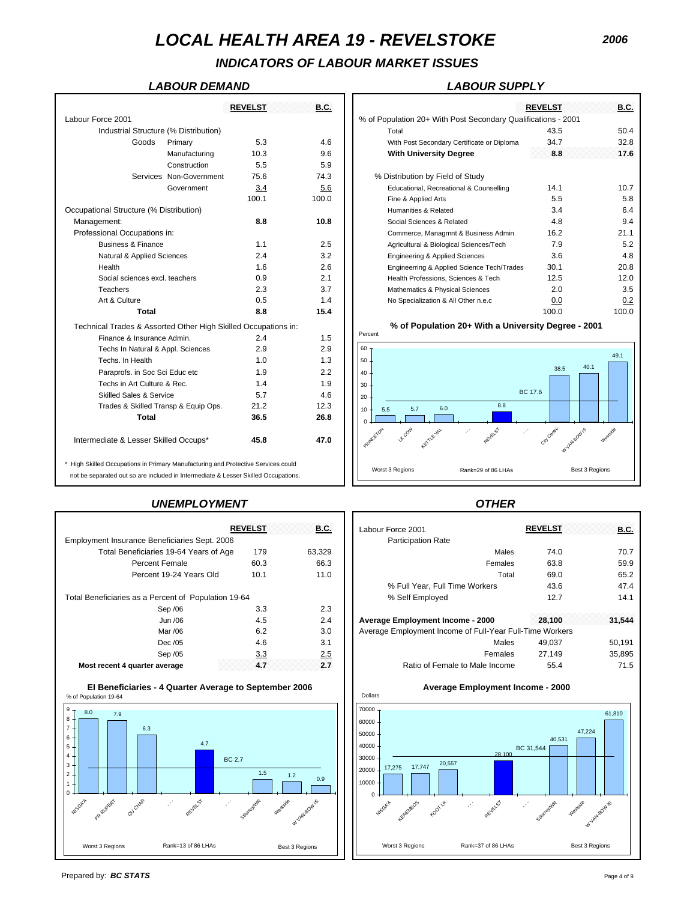# LOCAL HEALTH AREA 19 - REVELSTOKE

**2006**

## INDICATORS OF LABOUR MARKET ISSUES

### LABOUR DEMAND

| | | REVELST | B.C. |
|---|---|---|---|
| Labour Force 2001 | | | |
| Industrial Structure (% Distribution) | | | |
| Goods | Primary | 5.3 | 4.6 |
| | Manufacturing | 10.3 | 9.6 |
| | Construction | 5.5 | 5.9 |
| Services | Non-Government | 75.6 | 74.3 |
| | Government | 3.4 | 5.6 |
| | | 100.1 | 100.0 |
| Occupational Structure (% Distribution) | | | |
| Management: | | **8.8** | **10.8** |
| Professional Occupations in: | | | |
| Business & Finance | | 1.1 | 2.5 |
| Natural & Applied Sciences | | 2.4 | 3.2 |
| Health | | 1.6 | 2.6 |
| Social sciences excl. teachers | | 0.9 | 2.1 |
| Teachers | | 2.3 | 3.7 |
| Art & Culture | | 0.5 | 1.4 |
| **Total** | | **8.8** | **15.4** |
| Technical Trades & Assorted Other High Skilled Occupations in: | | | |
| Finance & Insurance Admin. | | 2.4 | 1.5 |
| Techs In Natural & Appl. Sciences | | 2.9 | 2.9 |
| Techs. In Health | | 1.0 | 1.3 |
| Paraprofs. in Soc Sci Educ etc | | 1.9 | 2.2 |
| Techs in Art Culture & Rec. | | 1.4 | 1.9 |
| Skilled Sales & Service | | 5.7 | 4.6 |
| Trades & Skilled Transp & Equip Ops. | | 21.2 | 12.3 |
| **Total** | | **36.5** | **26.8** |
| Intermediate & Lesser Skilled Occups* | | **45.8** | **47.0** |

\* High Skilled Occupations in Primary Manufacturing and Protective Services could not be separated out so are included in Intermediate & Lesser Skilled Occupations.

### LABOUR SUPPLY

| | REVELST | B.C. |
|---|---|---|
| % of Population 20+ With Post Secondary Qualifications - 2001 | | |
| Total | 43.5 | 50.4 |
| With Post Secondary Certificate or Diploma | 34.7 | 32.8 |
| **With University Degree** | **8.8** | **17.6** |
| % Distribution by Field of Study | | |
| Educational, Recreational & Counselling | 14.1 | 10.7 |
| Fine & Applied Arts | 5.5 | 5.8 |
| Humanities & Related | 3.4 | 6.4 |
| Social Sciences & Related | 4.8 | 9.4 |
| Commerce, Managmnt & Business Admin | 16.2 | 21.1 |
| Agricultural & Biological Sciences/Tech | 7.9 | 5.2 |
| Engineering & Applied Sciences | 3.6 | 4.8 |
| Engineerring & Applied Science Tech/Trades | 30.1 | 20.8 |
| Health Professions, Sciences & Tech | 12.5 | 12.0 |
| Mathematics & Physical Sciences | 2.0 | 3.5 |
| No Specialization & All Other n.e.c | 0.0 | 0.2 |
| | 100.0 | 100.0 |

**% of Population 20+ With a University Degree - 2001**

| Region | Percent |
|---|---|
| PRINCETON | 5.5 |
| LK COW | 5.7 |
| KETTLE VAL | 6.0 |
| REVELST | 8.8 |
| City Centre | 38.5 |
| W VAN-BOW IS | 40.1 |
| Westside | 49.1 |

BC 17.6 — Worst 3 Regions / Rank=29 of 86 LHAs / Best 3 Regions

### UNEMPLOYMENT

| | REVELST | B.C. |
|---|---|---|
| Employment Insurance Beneficiaries Sept. 2006 | | |
| Total Beneficiaries 19-64 Years of Age | 179 | 63,329 |
| Percent Female | 60.3 | 66.3 |
| Percent 19-24 Years Old | 10.1 | 11.0 |
| Total Beneficiaries as a Percent of Population 19-64 | | |
| Sep /06 | 3.3 | 2.3 |
| Jun /06 | 4.5 | 2.4 |
| Mar /06 | 6.2 | 3.0 |
| Dec /05 | 4.6 | 3.1 |
| Sep /05 | 3.3 | 2.5 |
| **Most recent 4 quarter average** | **4.7** | **2.7** |

**EI Beneficiaries - 4 Quarter Average to September 2006**

| Region | % of Population 19-64 |
|---|---|
| NISGA'A | 8.0 |
| PR RUPERT | 7.9 |
| QU CHAR | 6.3 |
| REVELST | 4.7 |
| SSurrey/WR | 1.5 |
| Westside | 1.2 |
| W VAN-BOW IS | 0.9 |

BC 2.7 — Worst 3 Regions / Rank=13 of 86 LHAs / Best 3 Regions

### OTHER

| | REVELST | B.C. |
|---|---|---|
| Labour Force 2001 | | |
| Participation Rate | | |
| Males | 74.0 | 70.7 |
| Females | 63.8 | 59.9 |
| Total | 69.0 | 65.2 |
| % Full Year, Full Time Workers | 43.6 | 47.4 |
| % Self Employed | 12.7 | 14.1 |
| **Average Employment Income - 2000** | **28,100** | **31,544** |
| Average Employment Income of Full-Year Full-Time Workers | | |
| Males | 49,037 | 50,191 |
| Females | 27,149 | 35,895 |
| Ratio of Female to Male Income | 55.4 | 71.5 |

**Average Employment Income - 2000**

| Region | Dollars |
|---|---|
| NISGA'A | 17,275 |
| KEREMEOS | 17,747 |
| KOOT LK | 20,557 |
| REVELST | 28,100 |
| SSurrey/WR | 40,531 |
| Westside | 47,224 |
| W VAN-BOW IS | 61,810 |

BC 31,544 — Worst 3 Regions / Rank=37 of 86 LHAs / Best 3 Regions

Prepared by: **BC STATS**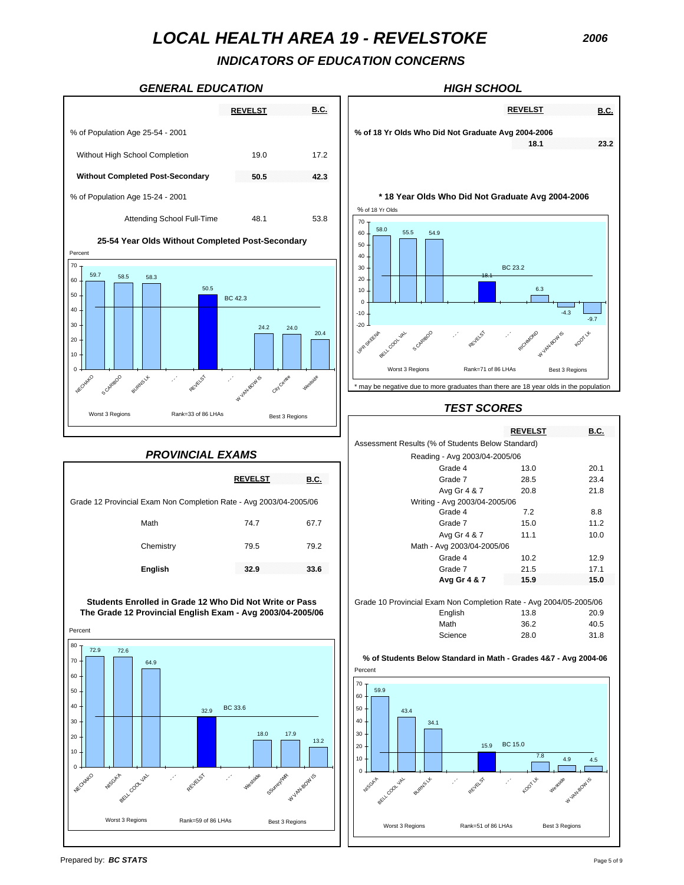# LOCAL HEALTH AREA 19 - REVELSTOKE

2006

## INDICATORS OF EDUCATION CONCERNS

### GENERAL EDUCATION

| | REVELST | B.C. |
|---|---|---|
| % of Population Age 25-54 - 2001 | | |
| Without High School Completion | 19.0 | 17.2 |
| **Without Completed Post-Secondary** | **50.5** | **42.3** |
| % of Population Age 15-24 - 2001 | | |
| Attending School Full-Time | 48.1 | 53.8 |

**25-54 Year Olds Without Completed Post-Secondary**

Percent

| Region | Percent |
|---|---|
| NECHAKO | 59.7 |
| S CARIBOO | 58.5 |
| BURNS LK | 58.3 |
| REVELST | 50.5 |
| W VAN-BOW IS | 24.2 |
| City Centre | 24.0 |
| Westside | 20.4 |

BC 42.3

Worst 3 Regions — Rank=33 of 86 LHAs — Best 3 Regions

### HIGH SCHOOL

| | REVELST | B.C. |
|---|---|---|
| % of 18 Yr Olds Who Did Not Graduate Avg 2004-2006 | 18.1 | 23.2 |

**\* 18 Year Olds Who Did Not Graduate Avg 2004-2006**

% of 18 Yr Olds

| Region | % |
|---|---|
| UPR SKEENA | 58.0 |
| BELL COOL VAL | 55.5 |
| S CARIBOO | 54.9 |
| REVELST | 18.1 |
| RICHMOND | 6.3 |
| W VAN-BOW IS | -4.3 |
| KOOT LK | -9.7 |

BC 23.2

Worst 3 Regions — Rank=71 of 86 LHAs — Best 3 Regions

\* may be negative due to more graduates than there are 18 year olds in the population

### PROVINCIAL EXAMS

| | REVELST | B.C. |
|---|---|---|
| Grade 12 Provincial Exam Non Completion Rate - Avg 2003/04-2005/06 | | |
| Math | 74.7 | 67.7 |
| Chemistry | 79.5 | 79.2 |
| **English** | **32.9** | **33.6** |

**Students Enrolled in Grade 12 Who Did Not Write or Pass The Grade 12 Provincial English Exam - Avg 2003/04-2005/06**

Percent

| Region | Percent |
|---|---|
| NECHAKO | 72.9 |
| NISGA'A | 72.6 |
| BELL COOL VAL | 64.9 |
| REVELST | 32.9 |
| Westside | 18.0 |
| SSurrey/WR | 17.9 |
| W VAN-BOW IS | 13.2 |

BC 33.6

Worst 3 Regions — Rank=59 of 86 LHAs — Best 3 Regions

### TEST SCORES

| | REVELST | B.C. |
|---|---|---|
| Assessment Results (% of Students Below Standard) | | |
| Reading - Avg 2003/04-2005/06 | | |
| Grade 4 | 13.0 | 20.1 |
| Grade 7 | 28.5 | 23.4 |
| Avg Gr 4 & 7 | 20.8 | 21.8 |
| Writing - Avg 2003/04-2005/06 | | |
| Grade 4 | 7.2 | 8.8 |
| Grade 7 | 15.0 | 11.2 |
| Avg Gr 4 & 7 | 11.1 | 10.0 |
| Math - Avg 2003/04-2005/06 | | |
| Grade 4 | 10.2 | 12.9 |
| Grade 7 | 21.5 | 17.1 |
| **Avg Gr 4 & 7** | **15.9** | **15.0** |
| Grade 10 Provincial Exam Non Completion Rate - Avg 2004/05-2005/06 | | |
| English | 13.8 | 20.9 |
| Math | 36.2 | 40.5 |
| Science | 28.0 | 31.8 |

**% of Students Below Standard in Math - Grades 4&7 - Avg 2004-06**

Percent

| Region | Percent |
|---|---|
| NISGA'A | 59.9 |
| BELL COOL VAL | 43.4 |
| BURNS LK | 34.1 |
| REVELST | 15.9 |
| KOOT LK | 7.8 |
| Westside | 4.9 |
| W VAN-BOW IS | 4.5 |

BC 15.0

Worst 3 Regions — Rank=51 of 86 LHAs — Best 3 Regions

Prepared by: ***BC STATS***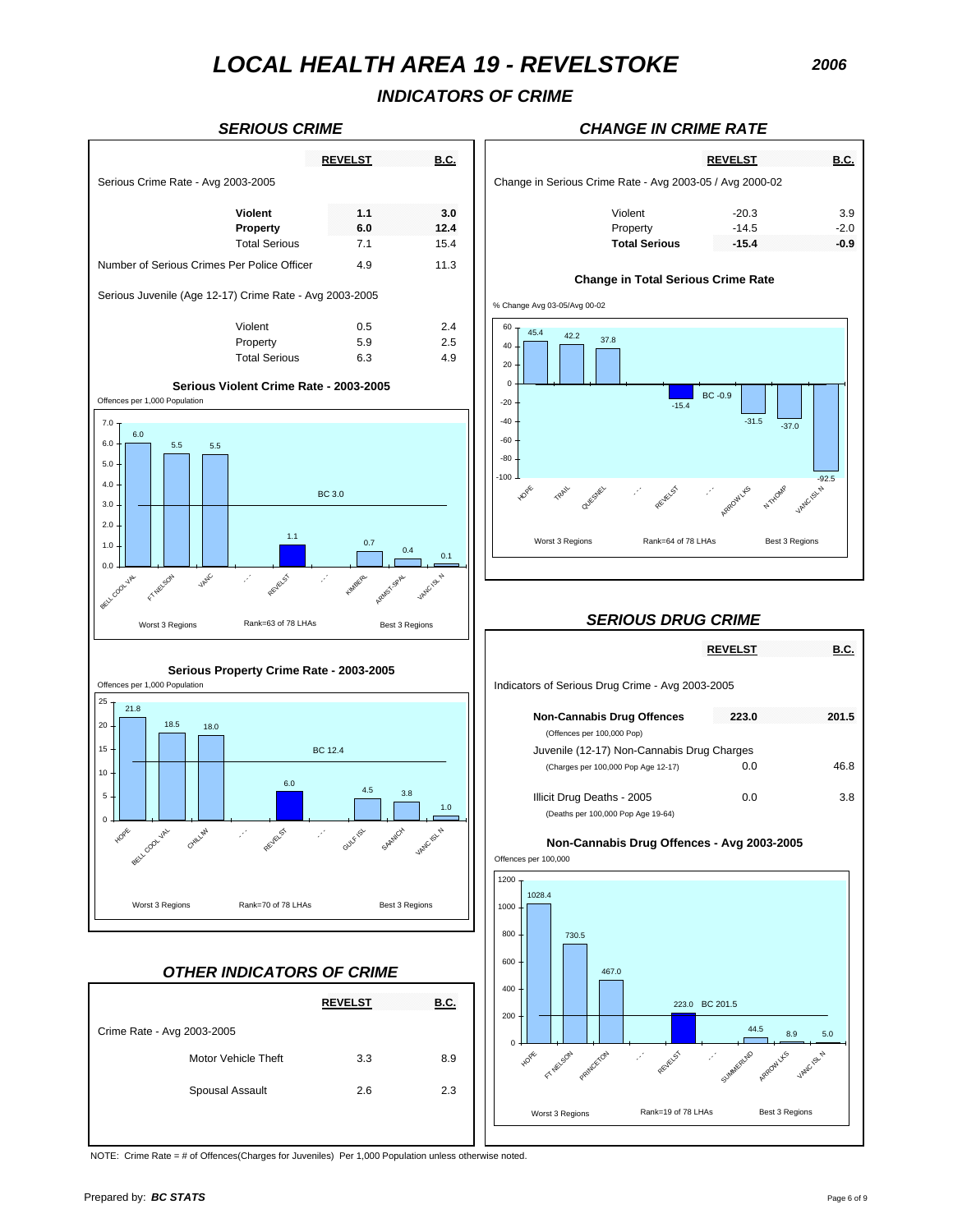# LOCAL HEALTH AREA 19 - REVELSTOKE

2006

## INDICATORS OF CRIME

### SERIOUS CRIME

| | REVELST | B.C. |
|---|---|---|
| **Serious Crime Rate - Avg 2003-2005** | | |
| **Violent** | **1.1** | **3.0** |
| **Property** | **6.0** | **12.4** |
| Total Serious | 7.1 | 15.4 |
| Number of Serious Crimes Per Police Officer | 4.9 | 11.3 |
| **Serious Juvenile (Age 12-17) Crime Rate - Avg 2003-2005** | | |
| Violent | 0.5 | 2.4 |
| Property | 5.9 | 2.5 |
| Total Serious | 6.3 | 4.9 |

**Serious Violent Crime Rate - 2003-2005**

Offences per 1,000 Population

| Region | Rate |
|---|---|
| BELL COOL VAL | 6.0 |
| FT NELSON | 5.5 |
| VANC | 5.5 |
| REVELST | 1.1 |
| KIMBERL | 0.7 |
| ARMST-SPAL | 0.4 |
| VANC ISL N | 0.1 |

BC 3.0

Worst 3 Regions — Rank=63 of 78 LHAs — Best 3 Regions

**Serious Property Crime Rate - 2003-2005**

Offences per 1,000 Population

| Region | Rate |
|---|---|
| HOPE | 21.8 |
| BELL COOL VAL | 18.5 |
| CHILLIW | 18.0 |
| REVELST | 6.0 |
| GULF ISL | 4.5 |
| SAANICH | 3.8 |
| VANC ISL N | 1.0 |

BC 12.4

Worst 3 Regions — Rank=70 of 78 LHAs — Best 3 Regions

### CHANGE IN CRIME RATE

| | REVELST | B.C. |
|---|---|---|
| **Change in Serious Crime Rate - Avg 2003-05 / Avg 2000-02** | | |
| Violent | -20.3 | 3.9 |
| Property | -14.5 | -2.0 |
| **Total Serious** | **-15.4** | **-0.9** |

**Change in Total Serious Crime Rate**

% Change Avg 03-05/Avg 00-02

| Region | % Change |
|---|---|
| HOPE | 45.4 |
| TRAIL | 42.2 |
| QUESNEL | 37.8 |
| REVELST | -15.4 |
| ARROW LKS | -31.5 |
| N THOMP | -37.0 |
| VANC ISL N | -92.5 |

BC -0.9

Worst 3 Regions — Rank=64 of 78 LHAs — Best 3 Regions

### SERIOUS DRUG CRIME

| | REVELST | B.C. |
|---|---|---|
| **Indicators of Serious Drug Crime - Avg 2003-2005** | | |
| **Non-Cannabis Drug Offences** (Offences per 100,000 Pop) | **223.0** | **201.5** |
| Juvenile (12-17) Non-Cannabis Drug Charges (Charges per 100,000 Pop Age 12-17) | 0.0 | 46.8 |
| Illicit Drug Deaths - 2005 (Deaths per 100,000 Pop Age 19-64) | 0.0 | 3.8 |

**Non-Cannabis Drug Offences - Avg 2003-2005**

Offences per 100,000

| Region | Rate |
|---|---|
| HOPE | 1028.4 |
| FT NELSON | 730.5 |
| PRINCETON | 467.0 |
| REVELST | 223.0 |
| SUMMERLND | 44.5 |
| ARROW LKS | 8.9 |
| VANC ISL N | 5.0 |

BC 201.5

Worst 3 Regions — Rank=19 of 78 LHAs — Best 3 Regions

### OTHER INDICATORS OF CRIME

| | REVELST | B.C. |
|---|---|---|
| **Crime Rate - Avg 2003-2005** | | |
| Motor Vehicle Theft | 3.3 | 8.9 |
| Spousal Assault | 2.6 | 2.3 |

NOTE: Crime Rate = # of Offences(Charges for Juveniles) Per 1,000 Population unless otherwise noted.

Prepared by: ***BC STATS***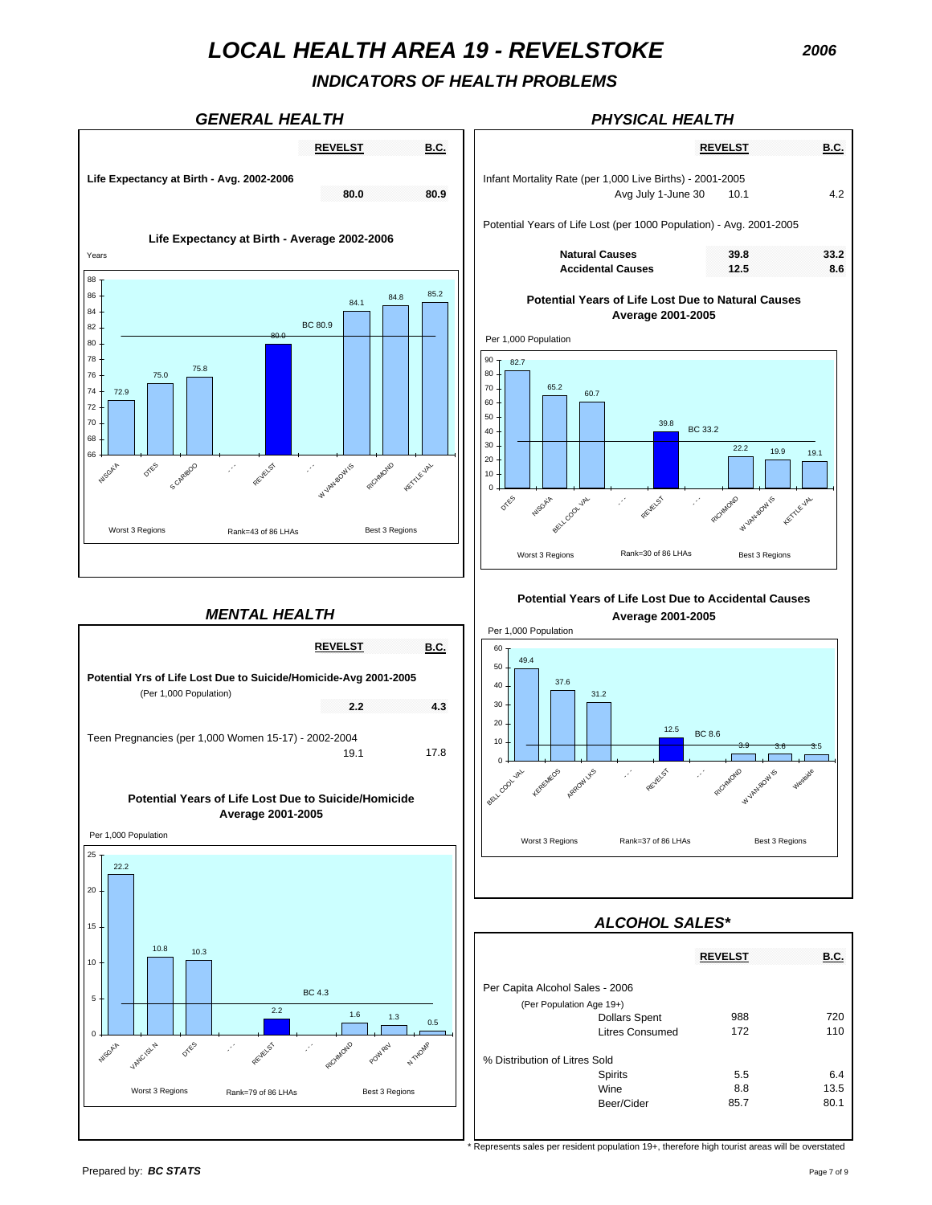# LOCAL HEALTH AREA 19 - REVELSTOKE

2006

## INDICATORS OF HEALTH PROBLEMS

### GENERAL HEALTH

| | REVELST | B.C. |
|---|---|---|
| **Life Expectancy at Birth - Avg. 2002-2006** | **80.0** | **80.9** |

**Life Expectancy at Birth - Average 2002-2006**

Years

| Region | Years |
|---|---|
| NISGA'A | 72.9 |
| DTES | 75.0 |
| S CARIBOO | 75.8 |
| . . . | |
| REVELST | 80.0 |
| . . . | |
| W VAN-BOW IS | 84.1 |
| RICHMOND | 84.8 |
| KETTLE VAL | 85.2 |

BC 80.9

Worst 3 Regions — Rank=43 of 86 LHAs — Best 3 Regions

### PHYSICAL HEALTH

| | REVELST | B.C. |
|---|---|---|
| Infant Mortality Rate (per 1,000 Live Births) - 2001-2005 Avg July 1-June 30 | 10.1 | 4.2 |
| Potential Years of Life Lost (per 1000 Population) - Avg. 2001-2005 | | |
| **Natural Causes** | **39.8** | **33.2** |
| **Accidental Causes** | **12.5** | **8.6** |

**Potential Years of Life Lost Due to Natural Causes Average 2001-2005**

Per 1,000 Population

| Region | Per 1,000 Population |
|---|---|
| DTES | 82.7 |
| NISGA'A | 65.2 |
| BELL COOL VAL | 60.7 |
| . . . | |
| REVELST | 39.8 |
| . . . | |
| RICHMOND | 22.2 |
| W VAN-BOW IS | 19.9 |
| KETTLE VAL | 19.1 |

BC 33.2

Worst 3 Regions — Rank=30 of 86 LHAs — Best 3 Regions

**Potential Years of Life Lost Due to Accidental Causes Average 2001-2005**

Per 1,000 Population

| Region | Per 1,000 Population |
|---|---|
| BELL COOL VAL | 49.4 |
| KEREMEOS | 37.6 |
| ARROW LKS | 31.2 |
| . . . | |
| REVELST | 12.5 |
| . . . | |
| RICHMOND | 3.9 |
| W VAN-BOW IS | 3.6 |
| Westside | 3.5 |

BC 8.6

Worst 3 Regions — Rank=37 of 86 LHAs — Best 3 Regions

### MENTAL HEALTH

| | REVELST | B.C. |
|---|---|---|
| **Potential Yrs of Life Lost Due to Suicide/Homicide-Avg 2001-2005** (Per 1,000 Population) | **2.2** | **4.3** |
| Teen Pregnancies (per 1,000 Women 15-17) - 2002-2004 | 19.1 | 17.8 |

**Potential Years of Life Lost Due to Suicide/Homicide Average 2001-2005**

Per 1,000 Population

| Region | Per 1,000 Population |
|---|---|
| NISGA'A | 22.2 |
| VANC ISL N | 10.8 |
| DTES | 10.3 |
| . . . | |
| REVELST | 2.2 |
| . . . | |
| RICHMOND | 1.6 |
| POW RIV | 1.3 |
| N THOMP | 0.5 |

BC 4.3

Worst 3 Regions — Rank=79 of 86 LHAs — Best 3 Regions

### ALCOHOL SALES*

| | REVELST | B.C. |
|---|---|---|
| Per Capita Alcohol Sales - 2006 (Per Population Age 19+) | | |
| Dollars Spent | 988 | 720 |
| Litres Consumed | 172 | 110 |
| % Distribution of Litres Sold | | |
| Spirits | 5.5 | 6.4 |
| Wine | 8.8 | 13.5 |
| Beer/Cider | 85.7 | 80.1 |

* Represents sales per resident population 19+, therefore high tourist areas will be overstated

Prepared by: ***BC STATS***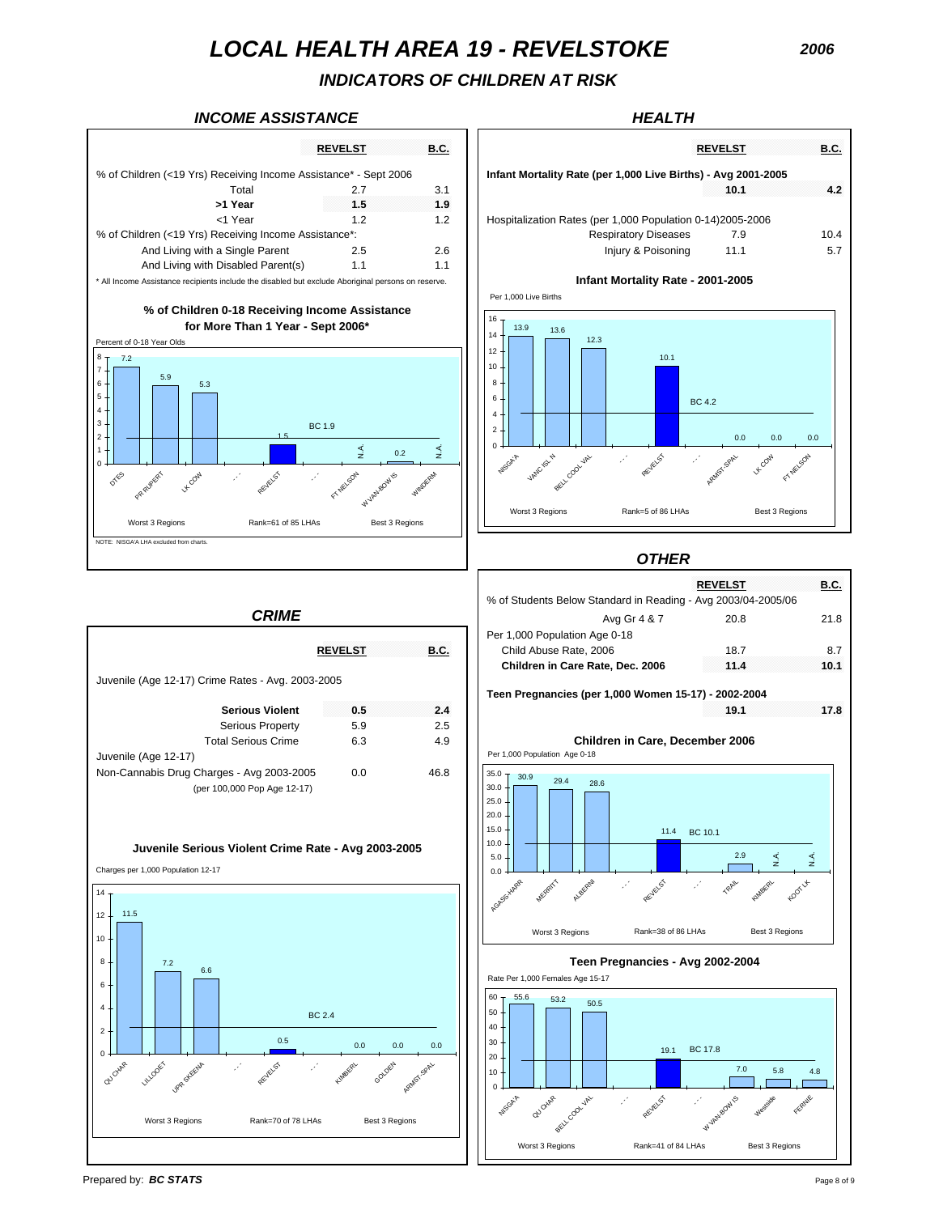# LOCAL HEALTH AREA 19 - REVELSTOKE

2006

## INDICATORS OF CHILDREN AT RISK

### INCOME ASSISTANCE

| | REVELST | B.C. |
|---|---|---|
| % of Children (<19 Yrs) Receiving Income Assistance* - Sept 2006 | | |
| Total | 2.7 | 3.1 |
| **>1 Year** | **1.5** | **1.9** |
| <1 Year | 1.2 | 1.2 |
| % of Children (<19 Yrs) Receiving Income Assistance*: | | |
| And Living with a Single Parent | 2.5 | 2.6 |
| And Living with Disabled Parent(s) | 1.1 | 1.1 |

\* All Income Assistance recipients include the disabled but exclude Aboriginal persons on reserve.

**% of Children 0-18 Receiving Income Assistance for More Than 1 Year - Sept 2006***

Percent of 0-18 Year Olds

| Region | Value |
|---|---|
| DTES | 7.2 |
| PR RUPERT | 5.9 |
| LK COW | 5.3 |
| REVELST | 1.5 |
| FT NELSON | N.A. |
| W VAN-BOW IS | 0.2 |
| WINDERM | N.A. |

BC 1.9

Worst 3 Regions | Rank=61 of 85 LHAs | Best 3 Regions

NOTE: NISGA'A LHA excluded from charts.

### HEALTH

| | REVELST | B.C. |
|---|---|---|
| **Infant Mortality Rate (per 1,000 Live Births) - Avg 2001-2005** | **10.1** | **4.2** |
| Hospitalization Rates (per 1,000 Population 0-14)2005-2006 | | |
| Respiratory Diseases | 7.9 | 10.4 |
| Injury & Poisoning | 11.1 | 5.7 |

**Infant Mortality Rate - 2001-2005**

Per 1,000 Live Births

| Region | Value |
|---|---|
| NISGA'A | 13.9 |
| VANC ISL N | 13.6 |
| BELL COOL VAL | 12.3 |
| REVELST | 10.1 |
| ARMST-SPAL | 0.0 |
| LK COW | 0.0 |
| FT NELSON | 0.0 |

BC 4.2

Worst 3 Regions | Rank=5 of 86 LHAs | Best 3 Regions

### CRIME

| | REVELST | B.C. |
|---|---|---|
| Juvenile (Age 12-17) Crime Rates - Avg. 2003-2005 | | |
| **Serious Violent** | **0.5** | **2.4** |
| Serious Property | 5.9 | 2.5 |
| Total Serious Crime | 6.3 | 4.9 |
| Juvenile (Age 12-17) | | |
| Non-Cannabis Drug Charges - Avg 2003-2005 (per 100,000 Pop Age 12-17) | 0.0 | 46.8 |

**Juvenile Serious Violent Crime Rate - Avg 2003-2005**

Charges per 1,000 Population 12-17

| Region | Value |
|---|---|
| QU CHAR | 11.5 |
| LILLOOET | 7.2 |
| UPR SKEENA | 6.6 |
| REVELST | 0.5 |
| KIMBERL | 0.0 |
| GOLDEN | 0.0 |
| ARMST-SPAL | 0.0 |

BC 2.4

Worst 3 Regions | Rank=70 of 78 LHAs | Best 3 Regions

### OTHER

| | REVELST | B.C. |
|---|---|---|
| % of Students Below Standard in Reading - Avg 2003/04-2005/06 | | |
| Avg Gr 4 & 7 | 20.8 | 21.8 |
| Per 1,000 Population Age 0-18 | | |
| Child Abuse Rate, 2006 | 18.7 | 8.7 |
| **Children in Care Rate, Dec. 2006** | **11.4** | **10.1** |
| **Teen Pregnancies (per 1,000 Women 15-17) - 2002-2004** | **19.1** | **17.8** |

**Children in Care, December 2006**

Per 1,000 Population Age 0-18

| Region | Value |
|---|---|
| AGASS-HARR | 30.9 |
| MERRITT | 29.4 |
| ALBERNI | 28.6 |
| REVELST | 11.4 |
| TRAIL | 2.9 |
| KIMBERL | N.A. |
| KOOT LK | N.A. |

BC 10.1

Worst 3 Regions | Rank=38 of 86 LHAs | Best 3 Regions

**Teen Pregnancies - Avg 2002-2004**

Rate Per 1,000 Females Age 15-17

| Region | Value |
|---|---|
| NISGA'A | 55.6 |
| QU CHAR | 53.2 |
| BELL COOL VAL | 50.5 |
| REVELST | 19.1 |
| W VAN-BOW IS | 7.0 |
| Westside | 5.8 |
| FERNIE | 4.8 |

BC 17.8

Worst 3 Regions | Rank=41 of 84 LHAs | Best 3 Regions

Prepared by: ***BC STATS***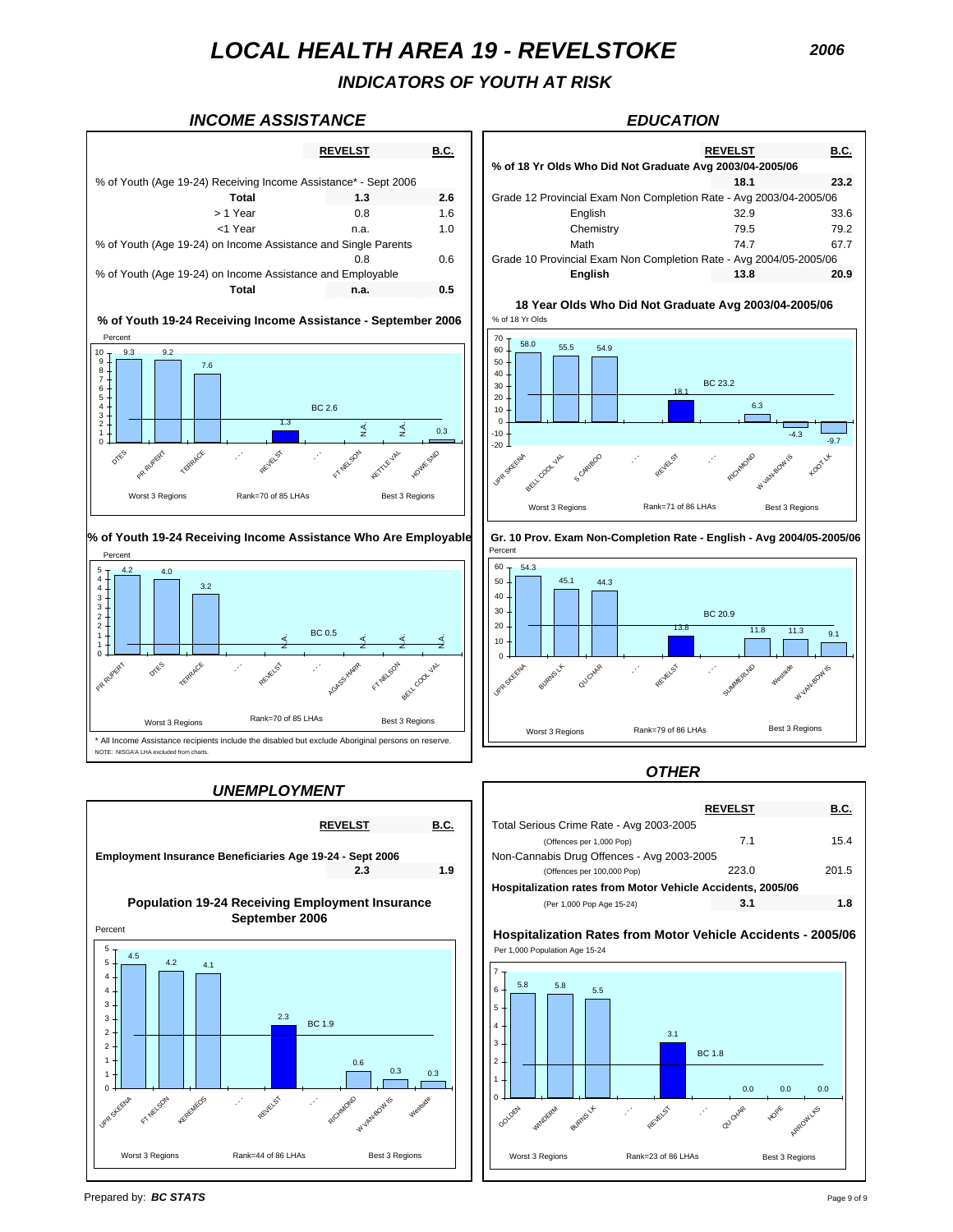# LOCAL HEALTH AREA 19 - REVELSTOKE

2006

## INDICATORS OF YOUTH AT RISK

### INCOME ASSISTANCE

| | REVELST | B.C. |
|---|---|---|
| % of Youth (Age 19-24) Receiving Income Assistance* - Sept 2006 | | |
| **Total** | **1.3** | **2.6** |
| > 1 Year | 0.8 | 1.6 |
| <1 Year | n.a. | 1.0 |
| % of Youth (Age 19-24) on Income Assistance and Single Parents | 0.8 | 0.6 |
| % of Youth (Age 19-24) on Income Assistance and Employable | | |
| **Total** | **n.a.** | **0.5** |

**% of Youth 19-24 Receiving Income Assistance - September 2006**

Percent

9.3 9.2 7.6 1.3 BC 2.6 N.A. N.A. 0.3

DTES, PR RUPERT, TERRACE, ..., REVELST, ..., FT NELSON, KETTLE VAL, HOWE SND

Worst 3 Regions Rank=70 of 85 LHAs Best 3 Regions

**% of Youth 19-24 Receiving Income Assistance Who Are Employable**

Percent

4.2 4.0 3.2 N.A. BC 0.5 N.A. N.A. N.A.

PR RUPERT, DTES, TERRACE, ..., REVELST, ..., AGASS-HARR, FT NELSON, BELL COOL VAL

Worst 3 Regions Rank=70 of 85 LHAs Best 3 Regions

\* All Income Assistance recipients include the disabled but exclude Aboriginal persons on reserve.

NOTE: NISGA'A LHA excluded from charts.

### EDUCATION

| | REVELST | B.C. |
|---|---|---|
| **% of 18 Yr Olds Who Did Not Graduate Avg 2003/04-2005/06** | **18.1** | **23.2** |
| Grade 12 Provincial Exam Non Completion Rate - Avg 2003/04-2005/06 | | |
| English | 32.9 | 33.6 |
| Chemistry | 79.5 | 79.2 |
| Math | 74.7 | 67.7 |
| Grade 10 Provincial Exam Non Completion Rate - Avg 2004/05-2005/06 | | |
| **English** | **13.8** | **20.9** |

**18 Year Olds Who Did Not Graduate Avg 2003/04-2005/06**

% of 18 Yr Olds

58.0 55.5 54.9 18.1 BC 23.2 6.3 -4.3 -9.7

UPR SKEENA, BELL COOL VAL, S CARIBOO, ..., REVELST, ..., RICHMOND, W VAN-BOW IS, KOOT LK

Worst 3 Regions Rank=71 of 86 LHAs Best 3 Regions

**Gr. 10 Prov. Exam Non-Completion Rate - English - Avg 2004/05-2005/06**

Percent

54.3 45.1 44.3 13.8 BC 20.9 11.8 11.3 9.1

UPR SKEENA, BURNS LK, QU CHAR, ..., REVELST, ..., SUMMERLND, Westside, W VAN-BOW IS

Worst 3 Regions Rank=79 of 86 LHAs Best 3 Regions

### UNEMPLOYMENT

| | REVELST | B.C. |
|---|---|---|
| **Employment Insurance Beneficiaries Age 19-24 - Sept 2006** | **2.3** | **1.9** |

**Population 19-24 Receiving Employment Insurance September 2006**

Percent

4.5 4.2 4.1 2.3 BC 1.9 0.6 0.3 0.3

UPR SKEENA, FT NELSON, KEREMEOS, ..., REVELST, ..., RICHMOND, W VAN-BOW IS, Westside

Worst 3 Regions Rank=44 of 86 LHAs Best 3 Regions

### OTHER

| | REVELST | B.C. |
|---|---|---|
| Total Serious Crime Rate - Avg 2003-2005 (Offences per 1,000 Pop) | 7.1 | 15.4 |
| Non-Cannabis Drug Offences - Avg 2003-2005 (Offences per 100,000 Pop) | 223.0 | 201.5 |
| **Hospitalization rates from Motor Vehicle Accidents, 2005/06** (Per 1,000 Pop Age 15-24) | **3.1** | **1.8** |

**Hospitalization Rates from Motor Vehicle Accidents - 2005/06**

Per 1,000 Population Age 15-24

5.8 5.8 5.5 3.1 BC 1.8 0.0 0.0 0.0

GOLDEN, WINDERM, BURNS LK, ..., REVELST, ..., QU CHAR, HOPE, ARROW LKS

Worst 3 Regions Rank=23 of 86 LHAs Best 3 Regions

Prepared by: ***BC STATS***